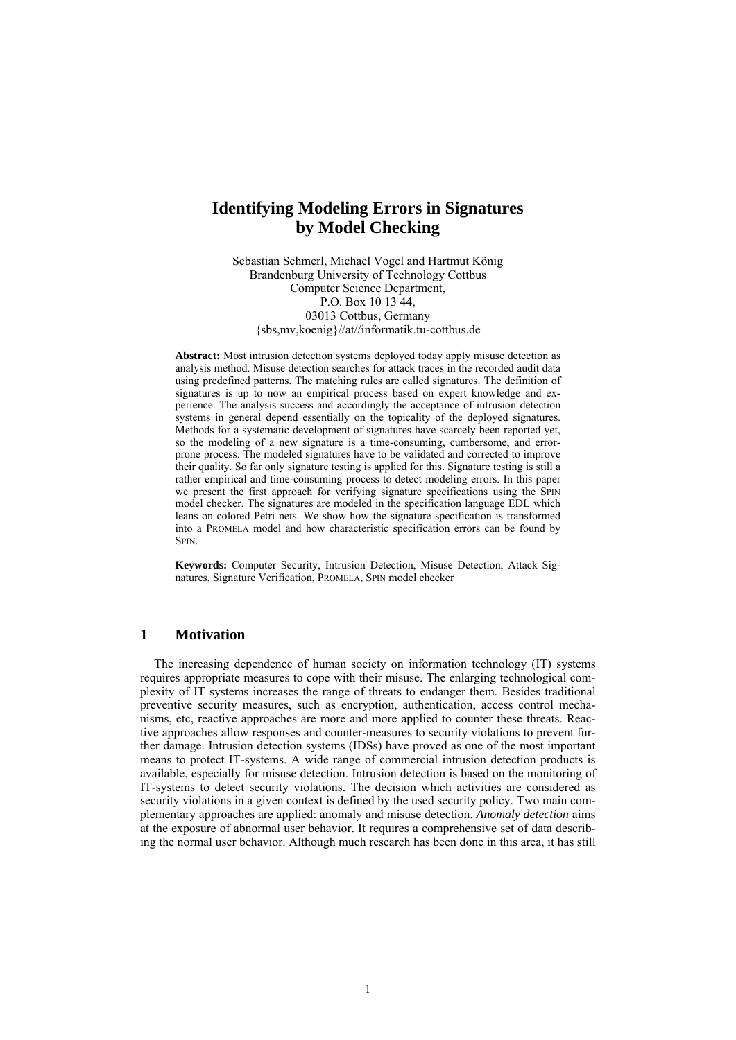# Identifying Modeling Errors in Signatures by Model Checking

Sebastian Schmerl, Michael Vogel and Hartmut König
Brandenburg University of Technology Cottbus
Computer Science Department,
P.O. Box 10 13 44,
03013 Cottbus, Germany
{sbs,mv,koenig}//at//informatik.tu-cottbus.de

**Abstract:** Most intrusion detection systems deployed today apply misuse detection as analysis method. Misuse detection searches for attack traces in the recorded audit data using predefined patterns. The matching rules are called signatures. The definition of signatures is up to now an empirical process based on expert knowledge and experience. The analysis success and accordingly the acceptance of intrusion detection systems in general depend essentially on the topicality of the deployed signatures. Methods for a systematic development of signatures have scarcely been reported yet, so the modeling of a new signature is a time-consuming, cumbersome, and error-prone process. The modeled signatures have to be validated and corrected to improve their quality. So far only signature testing is applied for this. Signature testing is still a rather empirical and time-consuming process to detect modeling errors. In this paper we present the first approach for verifying signature specifications using the SPIN model checker. The signatures are modeled in the specification language EDL which leans on colored Petri nets. We show how the signature specification is transformed into a PROMELA model and how characteristic specification errors can be found by SPIN.

**Keywords:** Computer Security, Intrusion Detection, Misuse Detection, Attack Signatures, Signature Verification, PROMELA, SPIN model checker

## 1 Motivation

The increasing dependence of human society on information technology (IT) systems requires appropriate measures to cope with their misuse. The enlarging technological complexity of IT systems increases the range of threats to endanger them. Besides traditional preventive security measures, such as encryption, authentication, access control mechanisms, etc, reactive approaches are more and more applied to counter these threats. Reactive approaches allow responses and counter-measures to security violations to prevent further damage. Intrusion detection systems (IDSs) have proved as one of the most important means to protect IT-systems. A wide range of commercial intrusion detection products is available, especially for misuse detection. Intrusion detection is based on the monitoring of IT-systems to detect security violations. The decision which activities are considered as security violations in a given context is defined by the used security policy. Two main complementary approaches are applied: anomaly and misuse detection. *Anomaly detection* aims at the exposure of abnormal user behavior. It requires a comprehensive set of data describing the normal user behavior. Although much research has been done in this area, it has still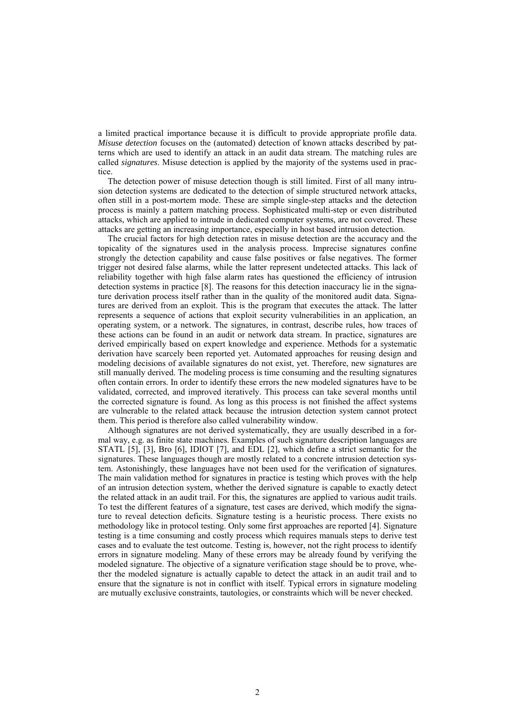a limited practical importance because it is difficult to provide appropriate profile data. *Misuse detection* focuses on the (automated) detection of known attacks described by patterns which are used to identify an attack in an audit data stream. The matching rules are called *signatures*. Misuse detection is applied by the majority of the systems used in practice.

The detection power of misuse detection though is still limited. First of all many intrusion detection systems are dedicated to the detection of simple structured network attacks, often still in a post-mortem mode. These are simple single-step attacks and the detection process is mainly a pattern matching process. Sophisticated multi-step or even distributed attacks, which are applied to intrude in dedicated computer systems, are not covered. These attacks are getting an increasing importance, especially in host based intrusion detection.

The crucial factors for high detection rates in misuse detection are the accuracy and the topicality of the signatures used in the analysis process. Imprecise signatures confine strongly the detection capability and cause false positives or false negatives. The former trigger not desired false alarms, while the latter represent undetected attacks. This lack of reliability together with high false alarm rates has questioned the efficiency of intrusion detection systems in practice [8]. The reasons for this detection inaccuracy lie in the signature derivation process itself rather than in the quality of the monitored audit data. Signatures are derived from an exploit. This is the program that executes the attack. The latter represents a sequence of actions that exploit security vulnerabilities in an application, an operating system, or a network. The signatures, in contrast, describe rules, how traces of these actions can be found in an audit or network data stream. In practice, signatures are derived empirically based on expert knowledge and experience. Methods for a systematic derivation have scarcely been reported yet. Automated approaches for reusing design and modeling decisions of available signatures do not exist, yet. Therefore, new signatures are still manually derived. The modeling process is time consuming and the resulting signatures often contain errors. In order to identify these errors the new modeled signatures have to be validated, corrected, and improved iteratively. This process can take several months until the corrected signature is found. As long as this process is not finished the affect systems are vulnerable to the related attack because the intrusion detection system cannot protect them. This period is therefore also called vulnerability window.

Although signatures are not derived systematically, they are usually described in a formal way, e.g. as finite state machines. Examples of such signature description languages are STATL [5], [3], Bro [6], IDIOT [7], and EDL [2], which define a strict semantic for the signatures. These languages though are mostly related to a concrete intrusion detection system. Astonishingly, these languages have not been used for the verification of signatures. The main validation method for signatures in practice is testing which proves with the help of an intrusion detection system, whether the derived signature is capable to exactly detect the related attack in an audit trail. For this, the signatures are applied to various audit trails. To test the different features of a signature, test cases are derived, which modify the signature to reveal detection deficits. Signature testing is a heuristic process. There exists no methodology like in protocol testing. Only some first approaches are reported [4]. Signature testing is a time consuming and costly process which requires manuals steps to derive test cases and to evaluate the test outcome. Testing is, however, not the right process to identify errors in signature modeling. Many of these errors may be already found by verifying the modeled signature. The objective of a signature verification stage should be to prove, whether the modeled signature is actually capable to detect the attack in an audit trail and to ensure that the signature is not in conflict with itself. Typical errors in signature modeling are mutually exclusive constraints, tautologies, or constraints which will be never checked.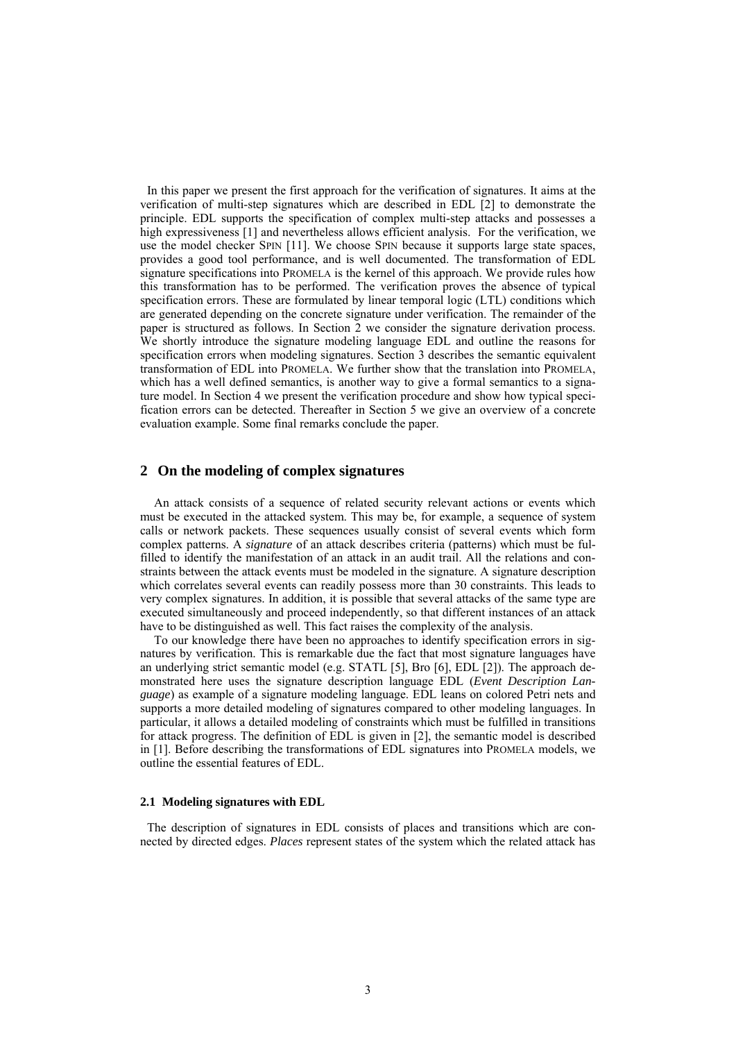In this paper we present the first approach for the verification of signatures. It aims at the verification of multi-step signatures which are described in EDL [2] to demonstrate the principle. EDL supports the specification of complex multi-step attacks and possesses a high expressiveness [1] and nevertheless allows efficient analysis. For the verification, we use the model checker SPIN [11]. We choose SPIN because it supports large state spaces, provides a good tool performance, and is well documented. The transformation of EDL signature specifications into PROMELA is the kernel of this approach. We provide rules how this transformation has to be performed. The verification proves the absence of typical specification errors. These are formulated by linear temporal logic (LTL) conditions which are generated depending on the concrete signature under verification. The remainder of the paper is structured as follows. In Section 2 we consider the signature derivation process. We shortly introduce the signature modeling language EDL and outline the reasons for specification errors when modeling signatures. Section 3 describes the semantic equivalent transformation of EDL into PROMELA. We further show that the translation into PROMELA, which has a well defined semantics, is another way to give a formal semantics to a signature model. In Section 4 we present the verification procedure and show how typical specification errors can be detected. Thereafter in Section 5 we give an overview of a concrete evaluation example. Some final remarks conclude the paper.

## 2 On the modeling of complex signatures

An attack consists of a sequence of related security relevant actions or events which must be executed in the attacked system. This may be, for example, a sequence of system calls or network packets. These sequences usually consist of several events which form complex patterns. A *signature* of an attack describes criteria (patterns) which must be fulfilled to identify the manifestation of an attack in an audit trail. All the relations and constraints between the attack events must be modeled in the signature. A signature description which correlates several events can readily possess more than 30 constraints. This leads to very complex signatures. In addition, it is possible that several attacks of the same type are executed simultaneously and proceed independently, so that different instances of an attack have to be distinguished as well. This fact raises the complexity of the analysis.

To our knowledge there have been no approaches to identify specification errors in signatures by verification. This is remarkable due the fact that most signature languages have an underlying strict semantic model (e.g. STATL [5], Bro [6], EDL [2]). The approach demonstrated here uses the signature description language EDL (*Event Description Language*) as example of a signature modeling language. EDL leans on colored Petri nets and supports a more detailed modeling of signatures compared to other modeling languages. In particular, it allows a detailed modeling of constraints which must be fulfilled in transitions for attack progress. The definition of EDL is given in [2], the semantic model is described in [1]. Before describing the transformations of EDL signatures into PROMELA models, we outline the essential features of EDL.

### 2.1 Modeling signatures with EDL

The description of signatures in EDL consists of places and transitions which are connected by directed edges. *Places* represent states of the system which the related attack has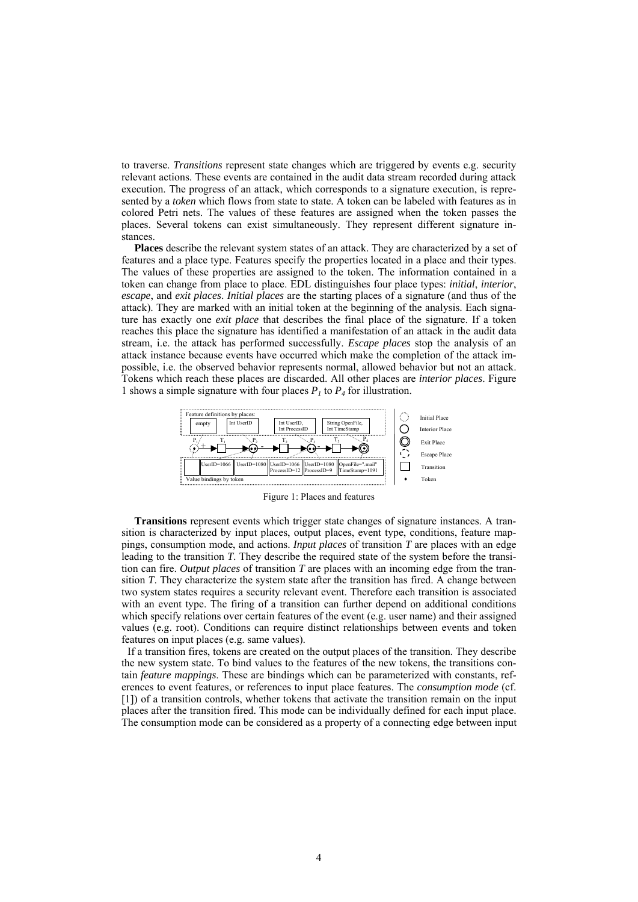to traverse. *Transitions* represent state changes which are triggered by events e.g. security relevant actions. These events are contained in the audit data stream recorded during attack execution. The progress of an attack, which corresponds to a signature execution, is represented by a *token* which flows from state to state. A token can be labeled with features as in colored Petri nets. The values of these features are assigned when the token passes the places. Several tokens can exist simultaneously. They represent different signature instances.

**Places** describe the relevant system states of an attack. They are characterized by a set of features and a place type. Features specify the properties located in a place and their types. The values of these properties are assigned to the token. The information contained in a token can change from place to place. EDL distinguishes four place types: *initial*, *interior*, *escape*, and *exit places*. *Initial places* are the starting places of a signature (and thus of the attack). They are marked with an initial token at the beginning of the analysis. Each signature has exactly one *exit place* that describes the final place of the signature. If a token reaches this place the signature has identified a manifestation of an attack in the audit data stream, i.e. the attack has performed successfully. *Escape places* stop the analysis of an attack instance because events have occurred which make the completion of the attack impossible, i.e. the observed behavior represents normal, allowed behavior but not an attack. Tokens which reach these places are discarded. All other places are *interior places*. Figure 1 shows a simple signature with four places $P_1$ to $P_4$ for illustration.

Figure 1: Places and features

**Transitions** represent events which trigger state changes of signature instances. A transition is characterized by input places, output places, event type, conditions, feature mappings, consumption mode, and actions. *Input places* of transition *T* are places with an edge leading to the transition *T*. They describe the required state of the system before the transition can fire. *Output places* of transition *T* are places with an incoming edge from the transition *T*. They characterize the system state after the transition has fired. A change between two system states requires a security relevant event. Therefore each transition is associated with an event type. The firing of a transition can further depend on additional conditions which specify relations over certain features of the event (e.g. user name) and their assigned values (e.g. root). Conditions can require distinct relationships between events and token features on input places (e.g. same values).

If a transition fires, tokens are created on the output places of the transition. They describe the new system state. To bind values to the features of the new tokens, the transitions contain *feature mappings*. These are bindings which can be parameterized with constants, references to event features, or references to input place features. The *consumption mode* (cf. [1]) of a transition controls, whether tokens that activate the transition remain on the input places after the transition fired. This mode can be individually defined for each input place. The consumption mode can be considered as a property of a connecting edge between input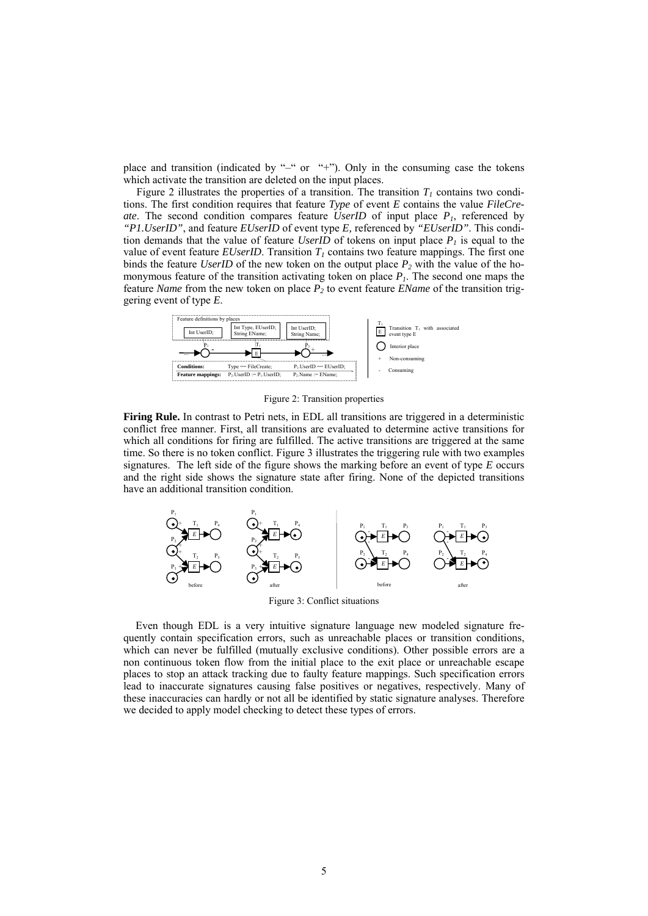place and transition (indicated by "–" or "+"). Only in the consuming case the tokens which activate the transition are deleted on the input places.

Figure 2 illustrates the properties of a transition. The transition $T_1$ contains two conditions. The first condition requires that feature *Type* of event *E* contains the value *FileCreate*. The second condition compares feature *UserID* of input place $P_1$, referenced by *"P1.UserID"*, and feature *EUserID* of event type *E*, referenced by *"EUserID"*. This condition demands that the value of feature *UserID* of tokens on input place $P_1$ is equal to the value of event feature *EUserID*. Transition $T_1$ contains two feature mappings. The first one binds the feature *UserID* of the new token on the output place $P_2$ with the value of the homonymous feature of the transition activating token on place $P_1$. The second one maps the feature *Name* from the new token on place $P_2$ to event feature *EName* of the transition triggering event of type *E*.

Figure 2: Transition properties

**Firing Rule.** In contrast to Petri nets, in EDL all transitions are triggered in a deterministic conflict free manner. First, all transitions are evaluated to determine active transitions for which all conditions for firing are fulfilled. The active transitions are triggered at the same time. So there is no token conflict. Figure 3 illustrates the triggering rule with two examples signatures. The left side of the figure shows the marking before an event of type *E* occurs and the right side shows the signature state after firing. None of the depicted transitions have an additional transition condition.

Figure 3: Conflict situations

Even though EDL is a very intuitive signature language new modeled signature frequently contain specification errors, such as unreachable places or transition conditions, which can never be fulfilled (mutually exclusive conditions). Other possible errors are a non continuous token flow from the initial place to the exit place or unreachable escape places to stop an attack tracking due to faulty feature mappings. Such specification errors lead to inaccurate signatures causing false positives or negatives, respectively. Many of these inaccuracies can hardly or not all be identified by static signature analyses. Therefore we decided to apply model checking to detect these types of errors.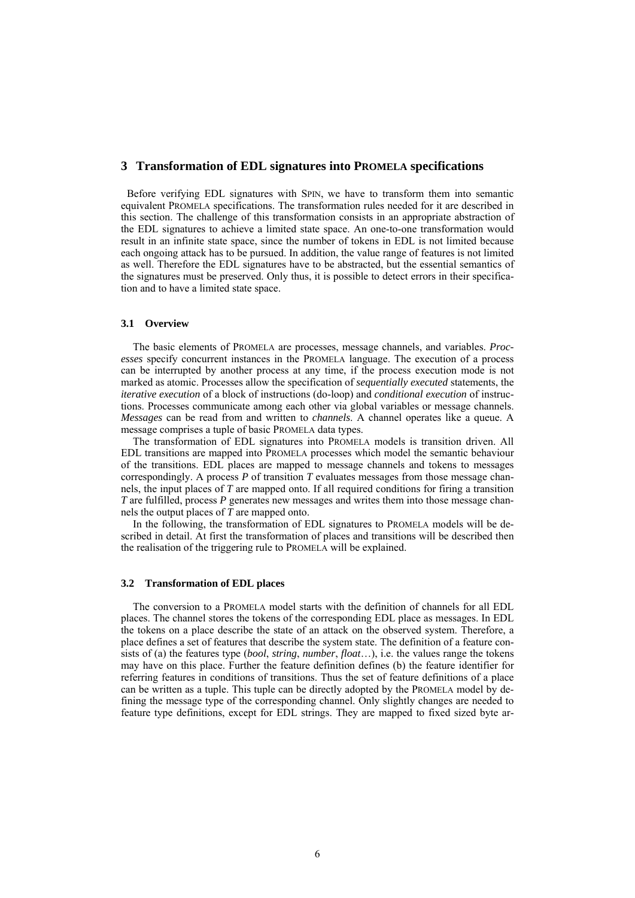## 3 Transformation of EDL signatures into PROMELA specifications

Before verifying EDL signatures with SPIN, we have to transform them into semantic equivalent PROMELA specifications. The transformation rules needed for it are described in this section. The challenge of this transformation consists in an appropriate abstraction of the EDL signatures to achieve a limited state space. An one-to-one transformation would result in an infinite state space, since the number of tokens in EDL is not limited because each ongoing attack has to be pursued. In addition, the value range of features is not limited as well. Therefore the EDL signatures have to be abstracted, but the essential semantics of the signatures must be preserved. Only thus, it is possible to detect errors in their specification and to have a limited state space.

### 3.1 Overview

The basic elements of PROMELA are processes, message channels, and variables. *Processes* specify concurrent instances in the PROMELA language. The execution of a process can be interrupted by another process at any time, if the process execution mode is not marked as atomic. Processes allow the specification of *sequentially executed* statements, the *iterative execution* of a block of instructions (do-loop) and *conditional execution* of instructions. Processes communicate among each other via global variables or message channels. *Messages* can be read from and written to *channels*. A channel operates like a queue. A message comprises a tuple of basic PROMELA data types.

The transformation of EDL signatures into PROMELA models is transition driven. All EDL transitions are mapped into PROMELA processes which model the semantic behaviour of the transitions. EDL places are mapped to message channels and tokens to messages correspondingly. A process *P* of transition *T* evaluates messages from those message channels, the input places of *T* are mapped onto. If all required conditions for firing a transition *T* are fulfilled, process *P* generates new messages and writes them into those message channels the output places of *T* are mapped onto.

In the following, the transformation of EDL signatures to PROMELA models will be described in detail. At first the transformation of places and transitions will be described then the realisation of the triggering rule to PROMELA will be explained.

### 3.2 Transformation of EDL places

The conversion to a PROMELA model starts with the definition of channels for all EDL places. The channel stores the tokens of the corresponding EDL place as messages. In EDL the tokens on a place describe the state of an attack on the observed system. Therefore, a place defines a set of features that describe the system state. The definition of a feature consists of (a) the features type (*bool*, *string*, *number*, *float*…), i.e. the values range the tokens may have on this place. Further the feature definition defines (b) the feature identifier for referring features in conditions of transitions. Thus the set of feature definitions of a place can be written as a tuple. This tuple can be directly adopted by the PROMELA model by defining the message type of the corresponding channel. Only slightly changes are needed to feature type definitions, except for EDL strings. They are mapped to fixed sized byte ar-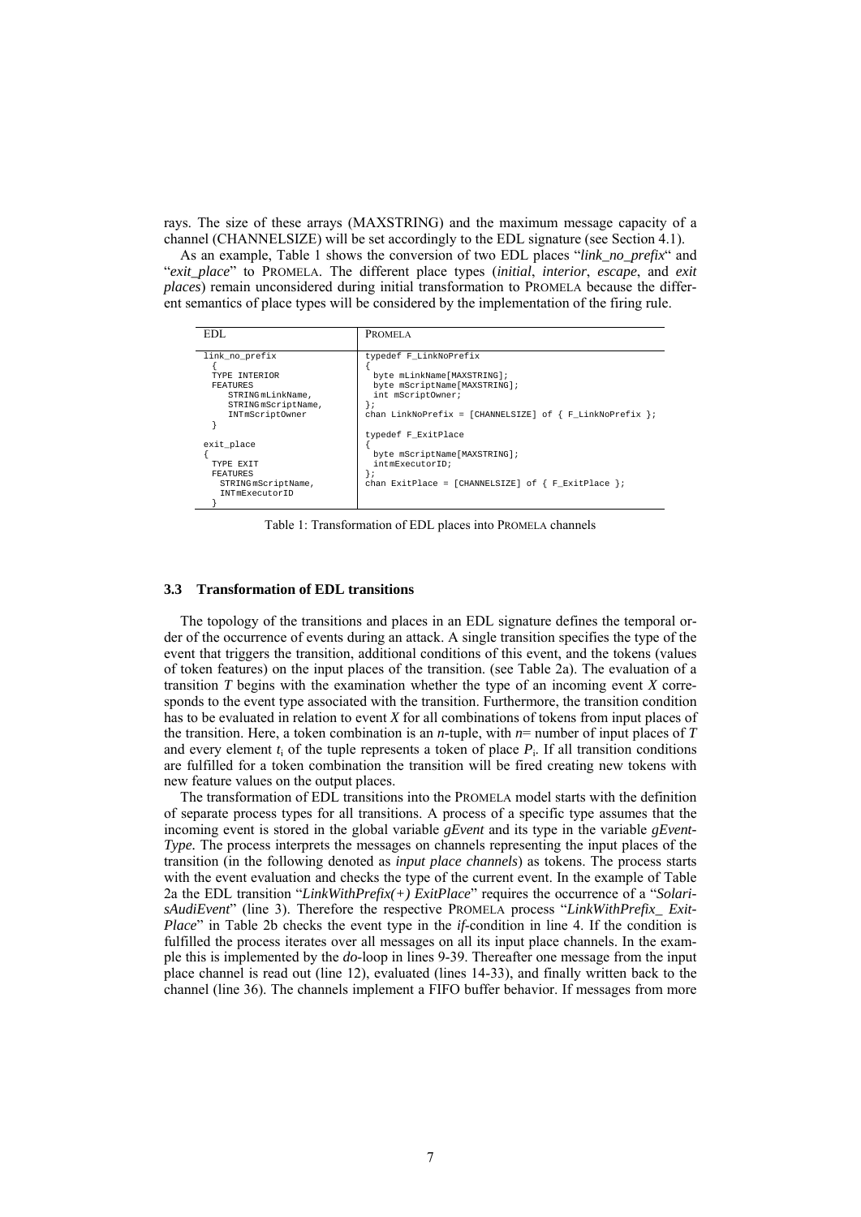rays. The size of these arrays (MAXSTRING) and the maximum message capacity of a channel (CHANNELSIZE) will be set accordingly to the EDL signature (see Section 4.1).

As an example, Table 1 shows the conversion of two EDL places "*link_no_prefix*" and "*exit_place*" to PROMELA. The different place types (*initial*, *interior*, *escape*, and *exit places*) remain unconsidered during initial transformation to PROMELA because the different semantics of place types will be considered by the implementation of the firing rule.

| EDL | PROMELA |
|---|---|
| <pre>link_no_prefix<br>  {<br>  TYPE INTERIOR<br>  FEATURES<br>     STRING mLinkName,<br>     STRING mScriptName,<br>     INT mScriptOwner<br>  }<br><br>exit_place<br>{<br>  TYPE EXIT<br>  FEATURES<br>   STRING mScriptName,<br>   INT mExecutorID<br>  }</pre> | <pre>typedef F_LinkNoPrefix<br>{<br>  byte mLinkName[MAXSTRING];<br>  byte mScriptName[MAXSTRING];<br>  int mScriptOwner;<br>};<br>chan LinkNoPrefix = [CHANNELSIZE] of { F_LinkNoPrefix };<br><br>typedef F_ExitPlace<br>{<br>  byte mScriptName[MAXSTRING];<br>  int mExecutorID;<br>};<br>chan ExitPlace = [CHANNELSIZE] of { F_ExitPlace };</pre> |

Table 1: Transformation of EDL places into PROMELA channels

### 3.3 Transformation of EDL transitions

The topology of the transitions and places in an EDL signature defines the temporal order of the occurrence of events during an attack. A single transition specifies the type of the event that triggers the transition, additional conditions of this event, and the tokens (values of token features) on the input places of the transition. (see Table 2a). The evaluation of a transition $T$ begins with the examination whether the type of an incoming event $X$ corresponds to the event type associated with the transition. Furthermore, the transition condition has to be evaluated in relation to event $X$ for all combinations of tokens from input places of the transition. Here, a token combination is an $n$-tuple, with $n$= number of input places of $T$ and every element $t_i$ of the tuple represents a token of place $P_i$. If all transition conditions are fulfilled for a token combination the transition will be fired creating new tokens with new feature values on the output places.

The transformation of EDL transitions into the PROMELA model starts with the definition of separate process types for all transitions. A process of a specific type assumes that the incoming event is stored in the global variable *gEvent* and its type in the variable *gEventType*. The process interprets the messages on channels representing the input places of the transition (in the following denoted as *input place channels*) as tokens. The process starts with the event evaluation and checks the type of the current event. In the example of Table 2a the EDL transition "*LinkWithPrefix(+) ExitPlace*" requires the occurrence of a "*SolarisAudiEvent*" (line 3). Therefore the respective PROMELA process "*LinkWithPrefix_ ExitPlace*" in Table 2b checks the event type in the *if*-condition in line 4. If the condition is fulfilled the process iterates over all messages on all its input place channels. In the example this is implemented by the *do*-loop in lines 9-39. Thereafter one message from the input place channel is read out (line 12), evaluated (lines 14-33), and finally written back to the channel (line 36). The channels implement a FIFO buffer behavior. If messages from more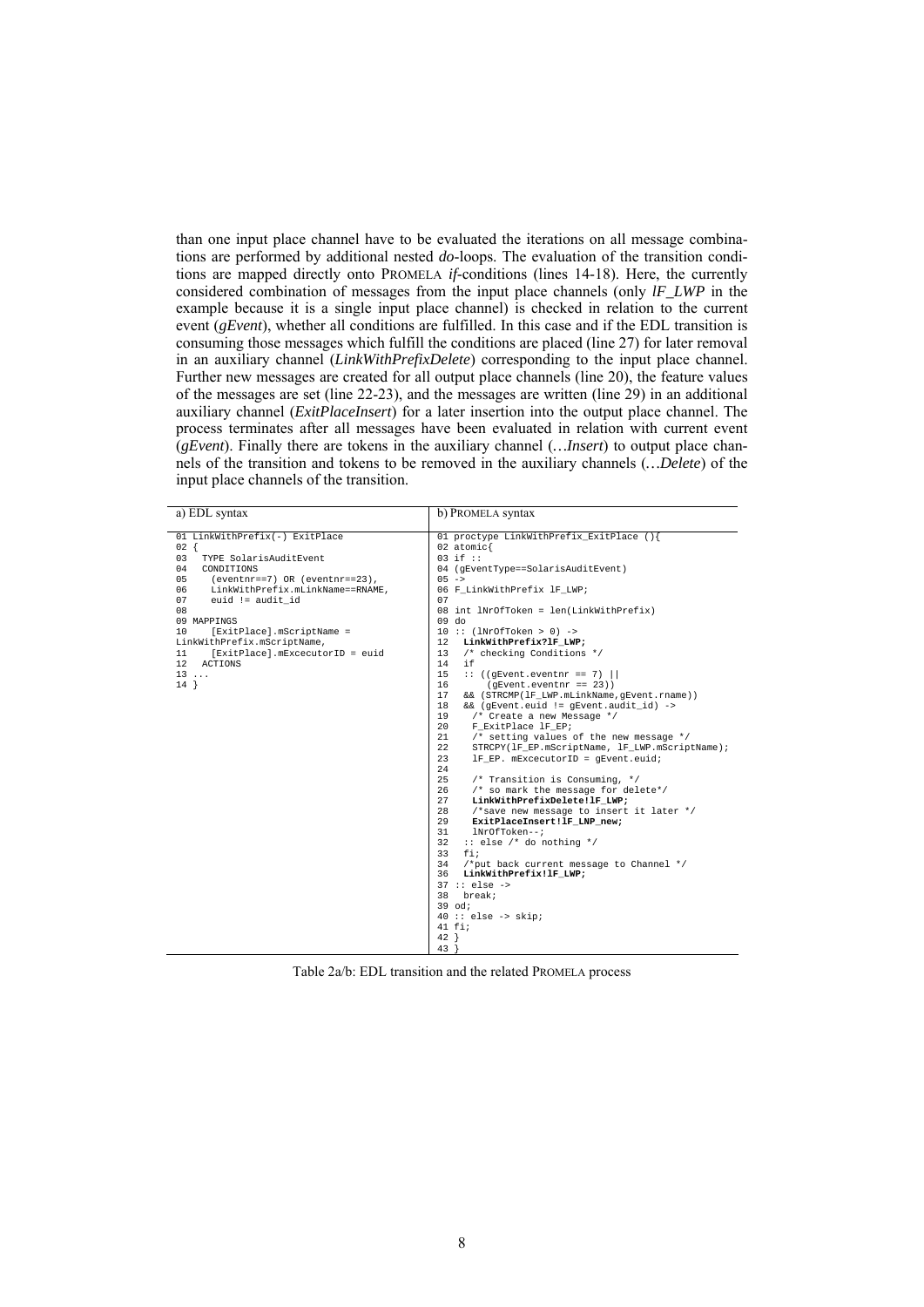than one input place channel have to be evaluated the iterations on all message combinations are performed by additional nested *do*-loops. The evaluation of the transition conditions are mapped directly onto PROMELA *if*-conditions (lines 14-18). Here, the currently considered combination of messages from the input place channels (only *lF_LWP* in the example because it is a single input place channel) is checked in relation to the current event (*gEvent*), whether all conditions are fulfilled. In this case and if the EDL transition is consuming those messages which fulfill the conditions are placed (line 27) for later removal in an auxiliary channel (*LinkWithPrefixDelete*) corresponding to the input place channel. Further new messages are created for all output place channels (line 20), the feature values of the messages are set (line 22-23), and the messages are written (line 29) in an additional auxiliary channel (*ExitPlaceInsert*) for a later insertion into the output place channel. The process terminates after all messages have been evaluated in relation with current event (*gEvent*). Finally there are tokens in the auxiliary channel (*…Insert*) to output place channels of the transition and tokens to be removed in the auxiliary channels (*…Delete*) of the input place channels of the transition.

a) EDL syntax

```
01 LinkWithPrefix(-) ExitPlace
02 {
03   TYPE SolarisAuditEvent
04   CONDITIONS
05     (eventnr==7) OR (eventnr==23),
06     LinkWithPrefix.mLinkName==RNAME,
07     euid != audit_id
08
09 MAPPINGS
10     [ExitPlace].mScriptName =
LinkWithPrefix.mScriptName,
11     [ExitPlace].mExcecutorID = euid
12   ACTIONS
13 ...
14 }
```

b) PROMELA syntax

```
01 proctype LinkWithPrefix_ExitPlace (){
02 atomic{
03 if ::
04 (gEventType==SolarisAuditEvent)
05 ->
06 F_LinkWithPrefix lF_LWP;
07
08 int lNrOfToken = len(LinkWithPrefix)
09 do
10 :: (lNrOfToken > 0) ->
12   LinkWithPrefix?lF_LWP;
13   /* checking Conditions */
14   if
15   :: ((gEvent.eventnr == 7) ||
16        (gEvent.eventnr == 23))
17   && (STRCMP(lF_LWP.mLinkName,gEvent.rname))
18   && (gEvent.euid != gEvent.audit_id) ->
19     /* Create a new Message */
20     F_ExitPlace lF_EP;
21     /* setting values of the new message */
22     STRCPY(lF_EP.mScriptName, lF_LWP.mScriptName);
23     lF_EP. mExcecutorID = gEvent.euid;
24
25     /* Transition is Consuming, */
26     /* so mark the message for delete*/
27     LinkWithPrefixDelete!lF_LWP;
28     /*save new message to insert it later */
29     ExitPlaceInsert!lF_LNP_new;
31     lNrOfToken--;
32   :: else /* do nothing */
33   fi;
34   /*put back current message to Channel */
36   LinkWithPrefix!lF_LWP;
37 :: else ->
38   break;
39 od;
40 :: else -> skip;
41 fi;
42 }
43 }
```

Table 2a/b: EDL transition and the related PROMELA process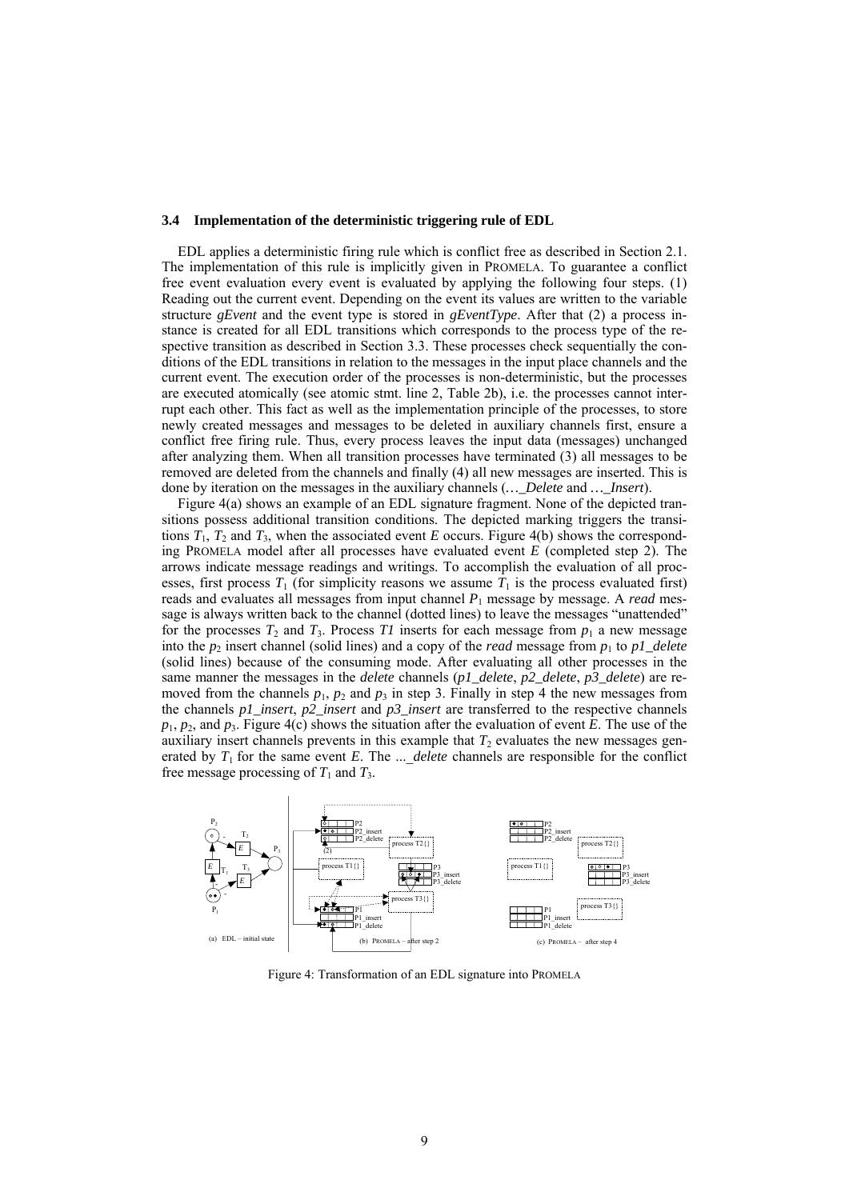### 3.4 Implementation of the deterministic triggering rule of EDL

EDL applies a deterministic firing rule which is conflict free as described in Section 2.1. The implementation of this rule is implicitly given in PROMELA. To guarantee a conflict free event evaluation every event is evaluated by applying the following four steps. (1) Reading out the current event. Depending on the event its values are written to the variable structure *gEvent* and the event type is stored in *gEventType*. After that (2) a process instance is created for all EDL transitions which corresponds to the process type of the respective transition as described in Section 3.3. These processes check sequentially the conditions of the EDL transitions in relation to the messages in the input place channels and the current event. The execution order of the processes is non-deterministic, but the processes are executed atomically (see atomic stmt. line 2, Table 2b), i.e. the processes cannot interrupt each other. This fact as well as the implementation principle of the processes, to store newly created messages and messages to be deleted in auxiliary channels first, ensure a conflict free firing rule. Thus, every process leaves the input data (messages) unchanged after analyzing them. When all transition processes have terminated (3) all messages to be removed are deleted from the channels and finally (4) all new messages are inserted. This is done by iteration on the messages in the auxiliary channels (*…_Delete* and *…_Insert*).

Figure 4(a) shows an example of an EDL signature fragment. None of the depicted transitions possess additional transition conditions. The depicted marking triggers the transitions $T_1$, $T_2$ and $T_3$, when the associated event *E* occurs. Figure 4(b) shows the corresponding PROMELA model after all processes have evaluated event *E* (completed step 2). The arrows indicate message readings and writings. To accomplish the evaluation of all processes, first process $T_1$ (for simplicity reasons we assume $T_1$ is the process evaluated first) reads and evaluates all messages from input channel $P_1$ message by message. A *read* message is always written back to the channel (dotted lines) to leave the messages "unattended" for the processes $T_2$ and $T_3$. Process *T1* inserts for each message from $p_1$ a new message into the $p_2$ insert channel (solid lines) and a copy of the *read* message from $p_1$ to *p1_delete* (solid lines) because of the consuming mode. After evaluating all other processes in the same manner the messages in the *delete* channels (*p1_delete*, *p2_delete*, *p3_delete*) are removed from the channels $p_1$, $p_2$ and $p_3$ in step 3. Finally in step 4 the new messages from the channels *p1_insert*, *p2_insert* and *p3_insert* are transferred to the respective channels $p_1$, $p_2$, and $p_3$. Figure 4(c) shows the situation after the evaluation of event *E*. The use of the auxiliary insert channels prevents in this example that $T_2$ evaluates the new messages generated by $T_1$ for the same event *E*. The *…_delete* channels are responsible for the conflict free message processing of $T_1$ and $T_3$.

Figure 4: Transformation of an EDL signature into PROMELA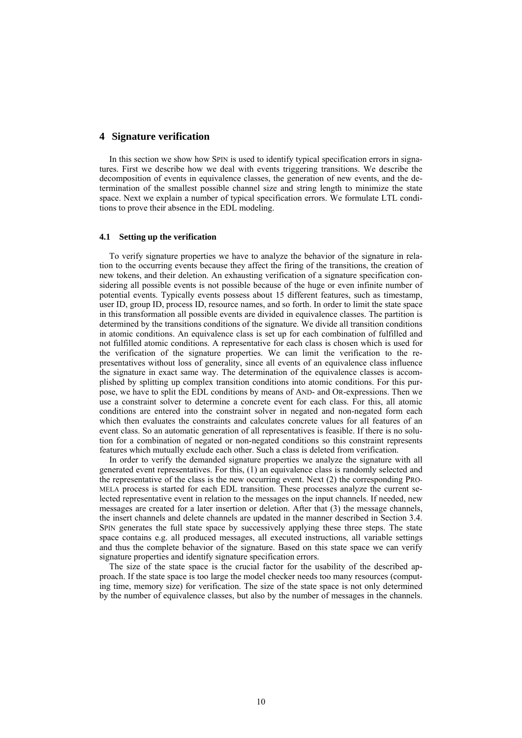# 4 Signature verification

In this section we show how SPIN is used to identify typical specification errors in signatures. First we describe how we deal with events triggering transitions. We describe the decomposition of events in equivalence classes, the generation of new events, and the determination of the smallest possible channel size and string length to minimize the state space. Next we explain a number of typical specification errors. We formulate LTL conditions to prove their absence in the EDL modeling.

## 4.1 Setting up the verification

To verify signature properties we have to analyze the behavior of the signature in relation to the occurring events because they affect the firing of the transitions, the creation of new tokens, and their deletion. An exhausting verification of a signature specification considering all possible events is not possible because of the huge or even infinite number of potential events. Typically events possess about 15 different features, such as timestamp, user ID, group ID, process ID, resource names, and so forth. In order to limit the state space in this transformation all possible events are divided in equivalence classes. The partition is determined by the transitions conditions of the signature. We divide all transition conditions in atomic conditions. An equivalence class is set up for each combination of fulfilled and not fulfilled atomic conditions. A representative for each class is chosen which is used for the verification of the signature properties. We can limit the verification to the representatives without loss of generality, since all events of an equivalence class influence the signature in exact same way. The determination of the equivalence classes is accomplished by splitting up complex transition conditions into atomic conditions. For this purpose, we have to split the EDL conditions by means of AND- and OR-expressions. Then we use a constraint solver to determine a concrete event for each class. For this, all atomic conditions are entered into the constraint solver in negated and non-negated form each which then evaluates the constraints and calculates concrete values for all features of an event class. So an automatic generation of all representatives is feasible. If there is no solution for a combination of negated or non-negated conditions so this constraint represents features which mutually exclude each other. Such a class is deleted from verification.

In order to verify the demanded signature properties we analyze the signature with all generated event representatives. For this, (1) an equivalence class is randomly selected and the representative of the class is the new occurring event. Next (2) the corresponding PROMELA process is started for each EDL transition. These processes analyze the current selected representative event in relation to the messages on the input channels. If needed, new messages are created for a later insertion or deletion. After that (3) the message channels, the insert channels and delete channels are updated in the manner described in Section 3.4. SPIN generates the full state space by successively applying these three steps. The state space contains e.g. all produced messages, all executed instructions, all variable settings and thus the complete behavior of the signature. Based on this state space we can verify signature properties and identify signature specification errors.

The size of the state space is the crucial factor for the usability of the described approach. If the state space is too large the model checker needs too many resources (computing time, memory size) for verification. The size of the state space is not only determined by the number of equivalence classes, but also by the number of messages in the channels.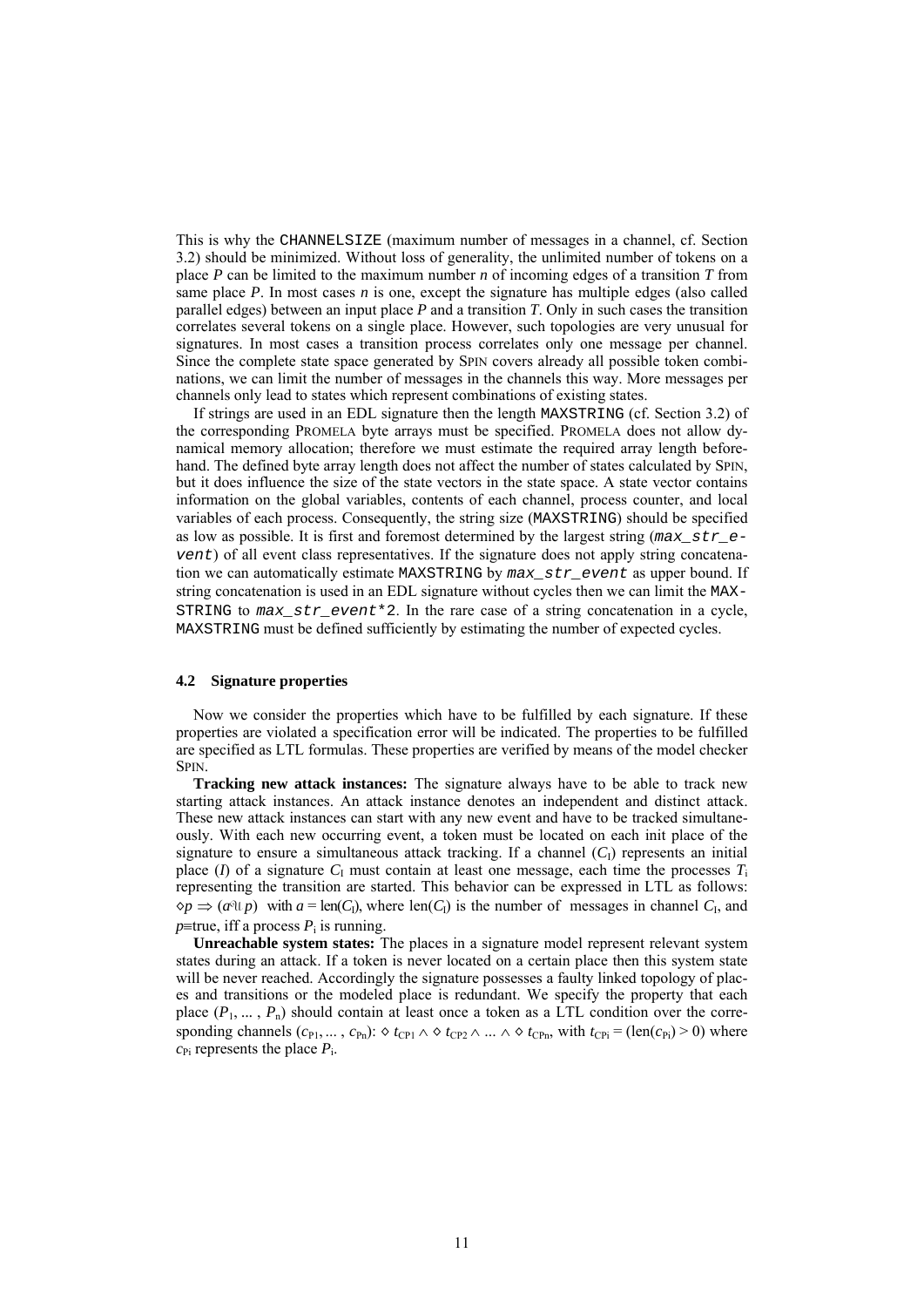This is why the CHANNELSIZE (maximum number of messages in a channel, cf. Section 3.2) should be minimized. Without loss of generality, the unlimited number of tokens on a place $P$ can be limited to the maximum number $n$ of incoming edges of a transition $T$ from same place $P$. In most cases $n$ is one, except the signature has multiple edges (also called parallel edges) between an input place $P$ and a transition $T$. Only in such cases the transition correlates several tokens on a single place. However, such topologies are very unusual for signatures. In most cases a transition process correlates only one message per channel. Since the complete state space generated by SPIN covers already all possible token combinations, we can limit the number of messages in the channels this way. More messages per channels only lead to states which represent combinations of existing states.

If strings are used in an EDL signature then the length MAXSTRING (cf. Section 3.2) of the corresponding PROMELA byte arrays must be specified. PROMELA does not allow dynamical memory allocation; therefore we must estimate the required array length beforehand. The defined byte array length does not affect the number of states calculated by SPIN, but it does influence the size of the state vectors in the state space. A state vector contains information on the global variables, contents of each channel, process counter, and local variables of each process. Consequently, the string size (MAXSTRING) should be specified as low as possible. It is first and foremost determined by the largest string (*max_str_event*) of all event class representatives. If the signature does not apply string concatenation we can automatically estimate MAXSTRING by *max_str_event* as upper bound. If string concatenation is used in an EDL signature without cycles then we can limit the MAXSTRING to *max_str_event*2*. In the rare case of a string concatenation in a cycle, MAXSTRING must be defined sufficiently by estimating the number of expected cycles.

### 4.2 Signature properties

Now we consider the properties which have to be fulfilled by each signature. If these properties are violated a specification error will be indicated. The properties to be fulfilled are specified as LTL formulas. These properties are verified by means of the model checker SPIN.

**Tracking new attack instances:** The signature always have to be able to track new starting attack instances. An attack instance denotes an independent and distinct attack. These new attack instances can start with any new event and have to be tracked simultaneously. With each new occurring event, a token must be located on each init place of the signature to ensure a simultaneous attack tracking. If a channel ($C_I$) represents an initial place ($I$) of a signature $C_I$ must contain at least one message, each time the processes $T_i$ representing the transition are started. This behavior can be expressed in LTL as follows: $\Diamond p \Rightarrow (a \mathcal{U} p)$ with $a = \mathrm{len}(C_I)$, where $\mathrm{len}(C_I)$ is the number of messages in channel $C_I$, and $p \equiv$true, iff a process $P_i$ is running.

**Unreachable system states:** The places in a signature model represent relevant system states during an attack. If a token is never located on a certain place then this system state will be never reached. Accordingly the signature possesses a faulty linked topology of places and transitions or the modeled place is redundant. We specify the property that each place ($P_1, \ldots, P_n$) should contain at least once a token as a LTL condition over the corresponding channels ($c_{P1}, \ldots, c_{Pn}$): $\Diamond\, t_{CP1} \wedge \Diamond\, t_{CP2} \wedge \ldots \wedge \Diamond\, t_{CPn}$, with $t_{CPi} = (\mathrm{len}(c_{Pi}) > 0)$ where $c_{Pi}$ represents the place $P_i$.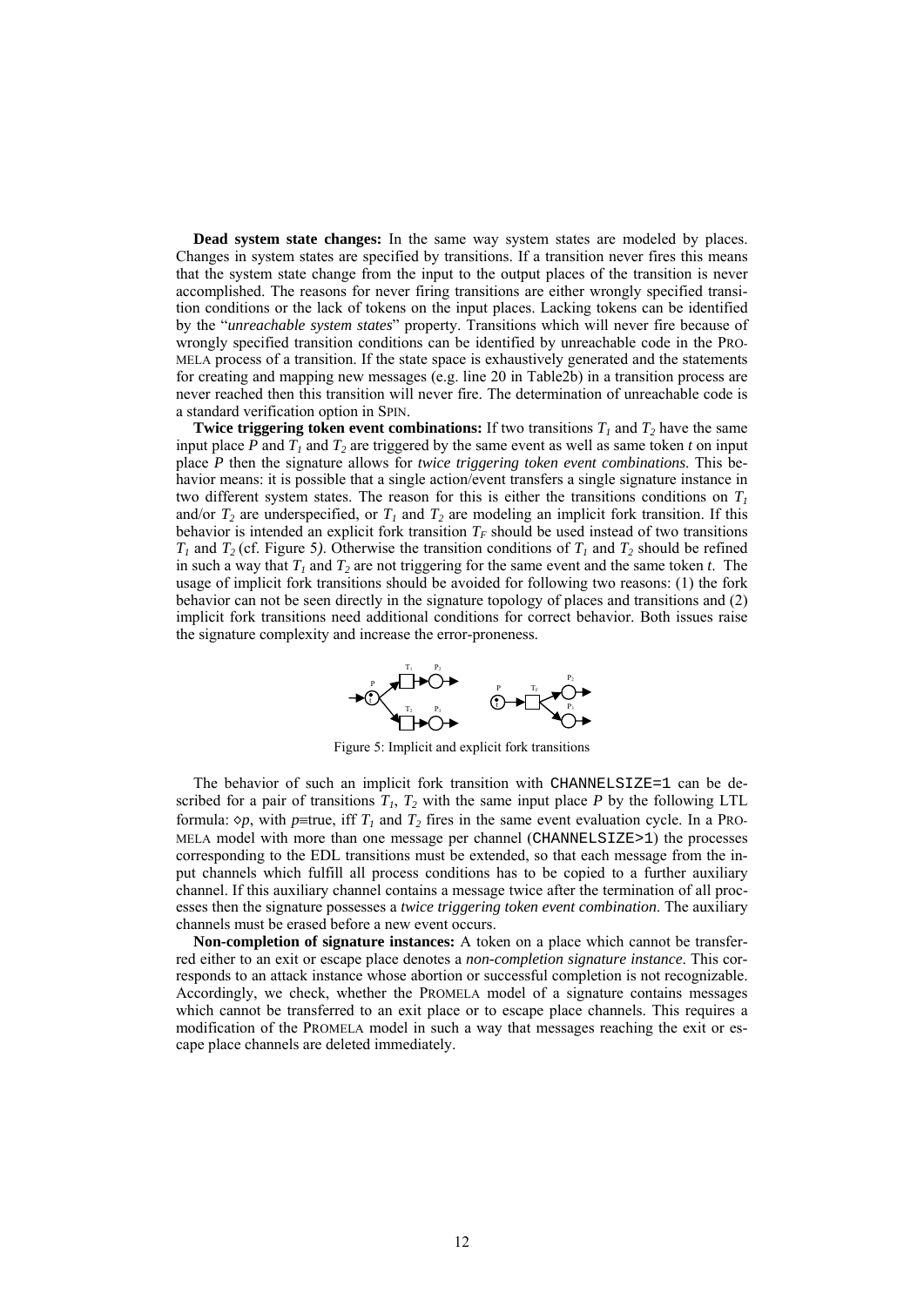**Dead system state changes:** In the same way system states are modeled by places. Changes in system states are specified by transitions. If a transition never fires this means that the system state change from the input to the output places of the transition is never accomplished. The reasons for never firing transitions are either wrongly specified transition conditions or the lack of tokens on the input places. Lacking tokens can be identified by the "*unreachable system states*" property. Transitions which will never fire because of wrongly specified transition conditions can be identified by unreachable code in the PROMELA process of a transition. If the state space is exhaustively generated and the statements for creating and mapping new messages (e.g. line 20 in Table2b) in a transition process are never reached then this transition will never fire. The determination of unreachable code is a standard verification option in SPIN.

**Twice triggering token event combinations:** If two transitions $T_1$ and $T_2$ have the same input place $P$ and $T_1$ and $T_2$ are triggered by the same event as well as same token $t$ on input place $P$ then the signature allows for *twice triggering token event combinations*. This behavior means: it is possible that a single action/event transfers a single signature instance in two different system states. The reason for this is either the transitions conditions on $T_1$ and/or $T_2$ are underspecified, or $T_1$ and $T_2$ are modeling an implicit fork transition. If this behavior is intended an explicit fork transition $T_F$ should be used instead of two transitions $T_1$ and $T_2$ (cf. Figure 5*)*. Otherwise the transition conditions of $T_1$ and $T_2$ should be refined in such a way that $T_1$ and $T_2$ are not triggering for the same event and the same token $t$. The usage of implicit fork transitions should be avoided for following two reasons: (1) the fork behavior can not be seen directly in the signature topology of places and transitions and (2) implicit fork transitions need additional conditions for correct behavior. Both issues raise the signature complexity and increase the error-proneness.

Figure 5: Implicit and explicit fork transitions

The behavior of such an implicit fork transition with `CHANNELSIZE=1` can be described for a pair of transitions $T_1$, $T_2$ with the same input place $P$ by the following LTL formula: $\diamond p$, with $p \equiv$true, iff $T_1$ and $T_2$ fires in the same event evaluation cycle. In a PROMELA model with more than one message per channel (`CHANNELSIZE>1`) the processes corresponding to the EDL transitions must be extended, so that each message from the input channels which fulfill all process conditions has to be copied to a further auxiliary channel. If this auxiliary channel contains a message twice after the termination of all processes then the signature possesses a *twice triggering token event combination*. The auxiliary channels must be erased before a new event occurs.

**Non-completion of signature instances:** A token on a place which cannot be transferred either to an exit or escape place denotes a *non-completion signature instance*. This corresponds to an attack instance whose abortion or successful completion is not recognizable. Accordingly, we check, whether the PROMELA model of a signature contains messages which cannot be transferred to an exit place or to escape place channels. This requires a modification of the PROMELA model in such a way that messages reaching the exit or escape place channels are deleted immediately.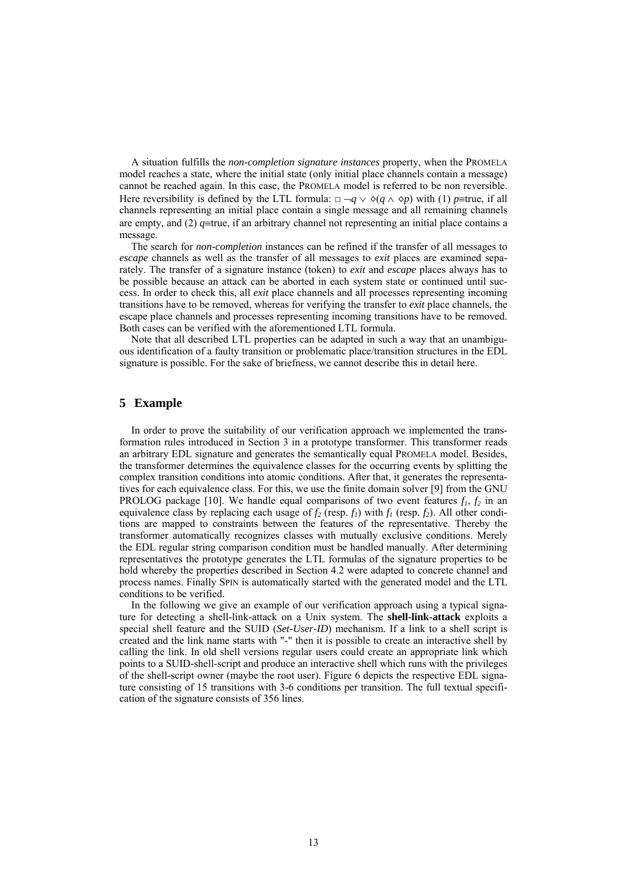A situation fulfills the *non-completion signature instances* property, when the PROMELA model reaches a state, where the initial state (only initial place channels contain a message) cannot be reached again. In this case, the PROMELA model is referred to be non reversible. Here reversibility is defined by the LTL formula: $\Box \neg q \vee \Diamond(q \wedge \Diamond p)$ with (1) $p \equiv$true, if all channels representing an initial place contain a single message and all remaining channels are empty, and (2) $q \equiv$true, if an arbitrary channel not representing an initial place contains a message.

The search for *non-completion* instances can be refined if the transfer of all messages to *escape* channels as well as the transfer of all messages to *exit* places are examined separately. The transfer of a signature instance (token) to *exit* and *escape* places always has to be possible because an attack can be aborted in each system state or continued until success. In order to check this, all *exit* place channels and all processes representing incoming transitions have to be removed, whereas for verifying the transfer to *exit* place channels, the escape place channels and processes representing incoming transitions have to be removed. Both cases can be verified with the aforementioned LTL formula.

Note that all described LTL properties can be adapted in such a way that an unambiguous identification of a faulty transition or problematic place/transition structures in the EDL signature is possible. For the sake of briefness, we cannot describe this in detail here.

## 5 Example

In order to prove the suitability of our verification approach we implemented the transformation rules introduced in Section 3 in a prototype transformer. This transformer reads an arbitrary EDL signature and generates the semantically equal PROMELA model. Besides, the transformer determines the equivalence classes for the occurring events by splitting the complex transition conditions into atomic conditions. After that, it generates the representatives for each equivalence class. For this, we use the finite domain solver [9] from the GNU PROLOG package [10]. We handle equal comparisons of two event features $f_1$, $f_2$ in an equivalence class by replacing each usage of $f_2$ (resp. $f_1$) with $f_1$ (resp. $f_2$). All other conditions are mapped to constraints between the features of the representative. Thereby the transformer automatically recognizes classes with mutually exclusive conditions. Merely the EDL regular string comparison condition must be handled manually. After determining representatives the prototype generates the LTL formulas of the signature properties to be hold whereby the properties described in Section 4.2 were adapted to concrete channel and process names. Finally SPIN is automatically started with the generated model and the LTL conditions to be verified.

In the following we give an example of our verification approach using a typical signature for detecting a shell-link-attack on a Unix system. The **shell-link-attack** exploits a special shell feature and the SUID (*Set-User-ID*) mechanism. If a link to a shell script is created and the link name starts with "-" then it is possible to create an interactive shell by calling the link. In old shell versions regular users could create an appropriate link which points to a SUID-shell-script and produce an interactive shell which runs with the privileges of the shell-script owner (maybe the root user). Figure 6 depicts the respective EDL signature consisting of 15 transitions with 3-6 conditions per transition. The full textual specification of the signature consists of 356 lines.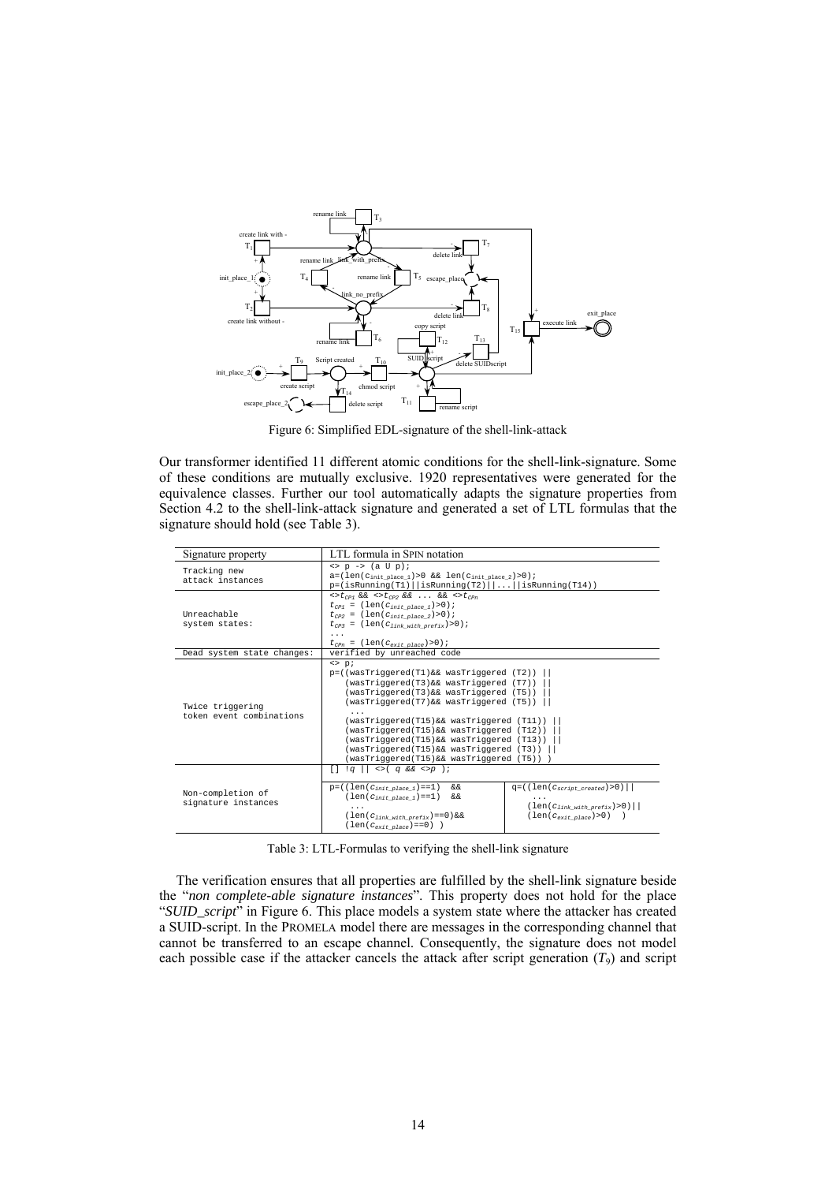Figure 6: Simplified EDL-signature of the shell-link-attack

Our transformer identified 11 different atomic conditions for the shell-link-signature. Some of these conditions are mutually exclusive. 1920 representatives were generated for the equivalence classes. Further our tool automatically adapts the signature properties from Section 4.2 to the shell-link-attack signature and generated a set of LTL formulas that the signature should hold (see Table 3).

| Signature property | LTL formula in SPIN notation |
|---|---|
| Tracking new attack instances | `<> p -> (a U p);` `a=(len(c_init_place_1)>0 && len(c_init_place_2)>0);` `p=(isRunning(T1)\|\|isRunning(T2)\|\|...\|\|isRunning(T14))` |
| Unreachable system states: | `<>t_CP1 && <>t_CP2 && ... && <>t_CPn` `t_CP1 = (len(c_init_place_1)>0);` `t_CP2 = (len(c_init_place_2)>0);` `t_CP3 = (len(c_link_with_prefix)>0);` `...` `t_CPn = (len(c_exit_place)>0);` |
| Dead system state changes: | verified by unreached code |
| Twice triggering token event combinations | `<> p;` `p=((wasTriggered(T1)&& wasTriggered (T2)) \|\|` `(wasTriggered(T3)&& wasTriggered (T7)) \|\|` `(wasTriggered(T3)&& wasTriggered (T5)) \|\|` `(wasTriggered(T7)&& wasTriggered (T5)) \|\|` `...` `(wasTriggered(T15)&& wasTriggered (T11)) \|\|` `(wasTriggered(T15)&& wasTriggered (T12)) \|\|` `(wasTriggered(T15)&& wasTriggered (T13)) \|\|` `(wasTriggered(T15)&& wasTriggered (T3)) \|\|` `(wasTriggered(T15)&& wasTriggered (T5)) )` |
| Non-completion of signature instances | `[] !q \|\| <>( q && <>p );` `p=((len(c_init_place_1)==1) &&` `(len(c_init_place_1)==1) &&` `...` `(len(c_link_with_prefix)==0)&&` `(len(c_exit_place)==0) )` — `q=((len(c_script_created)>0)\|\|` `...` `(len(c_link_with_prefix)>0)\|\|` `(len(c_exit_place)>0) )` |

Table 3: LTL-Formulas to verifying the shell-link signature

The verification ensures that all properties are fulfilled by the shell-link signature beside the "*non complete-able signature instances*". This property does not hold for the place "*SUID_script*" in Figure 6. This place models a system state where the attacker has created a SUID-script. In the PROMELA model there are messages in the corresponding channel that cannot be transferred to an escape channel. Consequently, the signature does not model each possible case if the attacker cancels the attack after script generation ($T_9$) and script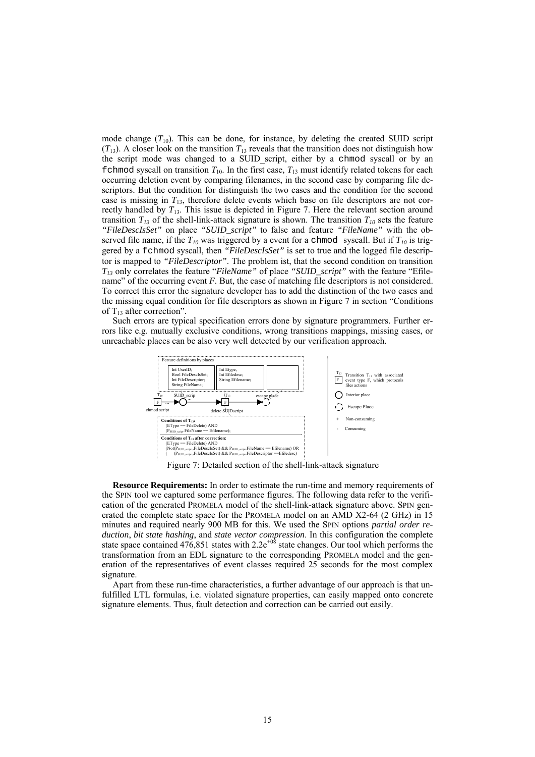mode change ($T_{10}$). This can be done, for instance, by deleting the created SUID script ($T_{13}$). A closer look on the transition $T_{13}$ reveals that the transition does not distinguish how the script mode was changed to a SUID_script, either by a `chmod` syscall or by an `fchmod` syscall on transition $T_{10}$. In the first case, $T_{13}$ must identify related tokens for each occurring deletion event by comparing filenames, in the second case by comparing file descriptors. But the condition for distinguish the two cases and the condition for the second case is missing in $T_{13}$, therefore delete events which base on file descriptors are not correctly handled by $T_{13}$. This issue is depicted in Figure 7. Here the relevant section around transition $T_{13}$ of the shell-link-attack signature is shown. The transition $T_{10}$ sets the feature *"FileDescIsSet"* on place *"SUID_script"* to false and feature *"FileName"* with the observed file name, if the $T_{10}$ was triggered by a event for a `chmod` syscall. But if $T_{10}$ is triggered by a `fchmod` syscall, then *"FileDescIsSet"* is set to true and the logged file descriptor is mapped to *"FileDescriptor"*. The problem ist, that the second condition on transition $T_{13}$ only correlates the feature "*FileName"* of place *"SUID_script"* with the feature "Efilename" of the occurring event *F*. But, the case of matching file descriptors is not considered. To correct this error the signature developer has to add the distinction of the two cases and the missing equal condition for file descriptors as shown in Figure 7 in section "Conditions of $T_{13}$ after correction".

Such errors are typical specification errors done by signature programmers. Further errors like e.g. mutually exclusive conditions, wrong transitions mappings, missing cases, or unreachable places can be also very well detected by our verification approach.

Feature definitions by places

Int UserID;
Bool FileDescIsSet;
Int FileDescriptor;
String FileName;

Int Etype,
Int Efiledesc;
String Efilename;

$T_{10}$ SUID_scrip $T_{13}$ escape place

chmod script delete SUIDscript

**Conditions of $T_{13}$:**
(EType == FileDelete) AND
($P_{SUID\_script}$.FileName == Efilename);

**Conditions of $T_{13}$ after correction:**
(EType == FileDelete) AND
(Not($P_{SUID\_script}$.FileDescIsSet) && $P_{SUID\_script}$.FileName == Efilename) OR
( ($P_{SUID\_script}$.FileDescIsSet) && $P_{SUID\_script}$.FileDescriptor ==Efiledesc)

$T_{13}$ F: Transition $T_{13}$ with associated event type F, which protocols files actions

Interior place

Escape Place

\+ Non-consuming

\- Consuming

Figure 7: Detailed section of the shell-link-attack signature

**Resource Requirements:** In order to estimate the run-time and memory requirements of the SPIN tool we captured some performance figures. The following data refer to the verification of the generated PROMELA model of the shell-link-attack signature above. SPIN generated the complete state space for the PROMELA model on an AMD X2-64 (2 GHz) in 15 minutes and required nearly 900 MB for this. We used the SPIN options *partial order reduction*, *bit state hashing*, and *state vector compression*. In this configuration the complete state space contained 476,851 states with $2.2e^{+08}$ state changes. Our tool which performs the transformation from an EDL signature to the corresponding PROMELA model and the generation of the representatives of event classes required 25 seconds for the most complex signature.

Apart from these run-time characteristics, a further advantage of our approach is that unfulfilled LTL formulas, i.e. violated signature properties, can easily mapped onto concrete signature elements. Thus, fault detection and correction can be carried out easily.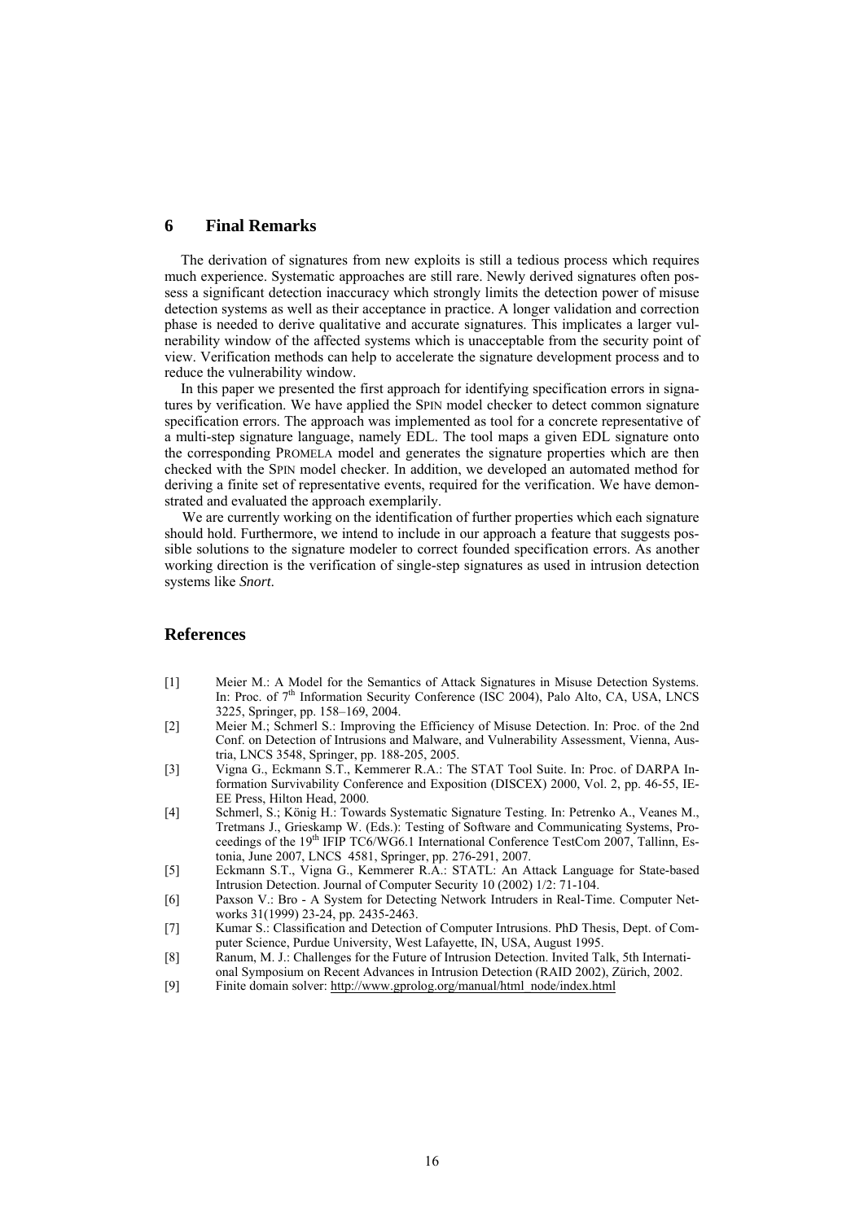## 6 Final Remarks

The derivation of signatures from new exploits is still a tedious process which requires much experience. Systematic approaches are still rare. Newly derived signatures often possess a significant detection inaccuracy which strongly limits the detection power of misuse detection systems as well as their acceptance in practice. A longer validation and correction phase is needed to derive qualitative and accurate signatures. This implicates a larger vulnerability window of the affected systems which is unacceptable from the security point of view. Verification methods can help to accelerate the signature development process and to reduce the vulnerability window.

In this paper we presented the first approach for identifying specification errors in signatures by verification. We have applied the SPIN model checker to detect common signature specification errors. The approach was implemented as tool for a concrete representative of a multi-step signature language, namely EDL. The tool maps a given EDL signature onto the corresponding PROMELA model and generates the signature properties which are then checked with the SPIN model checker. In addition, we developed an automated method for deriving a finite set of representative events, required for the verification. We have demonstrated and evaluated the approach exemplarily.

We are currently working on the identification of further properties which each signature should hold. Furthermore, we intend to include in our approach a feature that suggests possible solutions to the signature modeler to correct founded specification errors. As another working direction is the verification of single-step signatures as used in intrusion detection systems like *Snort*.

## References

[1] Meier M.: A Model for the Semantics of Attack Signatures in Misuse Detection Systems. In: Proc. of 7th Information Security Conference (ISC 2004), Palo Alto, CA, USA, LNCS 3225, Springer, pp. 158–169, 2004.

[2] Meier M.; Schmerl S.: Improving the Efficiency of Misuse Detection. In: Proc. of the 2nd Conf. on Detection of Intrusions and Malware, and Vulnerability Assessment, Vienna, Austria, LNCS 3548, Springer, pp. 188-205, 2005.

[3] Vigna G., Eckmann S.T., Kemmerer R.A.: The STAT Tool Suite. In: Proc. of DARPA Information Survivability Conference and Exposition (DISCEX) 2000, Vol. 2, pp. 46-55, IEEE Press, Hilton Head, 2000.

[4] Schmerl, S.; König H.: Towards Systematic Signature Testing. In: Petrenko A., Veanes M., Tretmans J., Grieskamp W. (Eds.): Testing of Software and Communicating Systems, Proceedings of the 19th IFIP TC6/WG6.1 International Conference TestCom 2007, Tallinn, Estonia, June 2007, LNCS 4581, Springer, pp. 276-291, 2007.

[5] Eckmann S.T., Vigna G., Kemmerer R.A.: STATL: An Attack Language for State-based Intrusion Detection. Journal of Computer Security 10 (2002) 1/2: 71-104.

[6] Paxson V.: Bro - A System for Detecting Network Intruders in Real-Time. Computer Networks 31(1999) 23-24, pp. 2435-2463.

[7] Kumar S.: Classification and Detection of Computer Intrusions. PhD Thesis, Dept. of Computer Science, Purdue University, West Lafayette, IN, USA, August 1995.

[8] Ranum, M. J.: Challenges for the Future of Intrusion Detection. Invited Talk, 5th International Symposium on Recent Advances in Intrusion Detection (RAID 2002), Zürich, 2002.

[9] Finite domain solver: http://www.gprolog.org/manual/html_node/index.html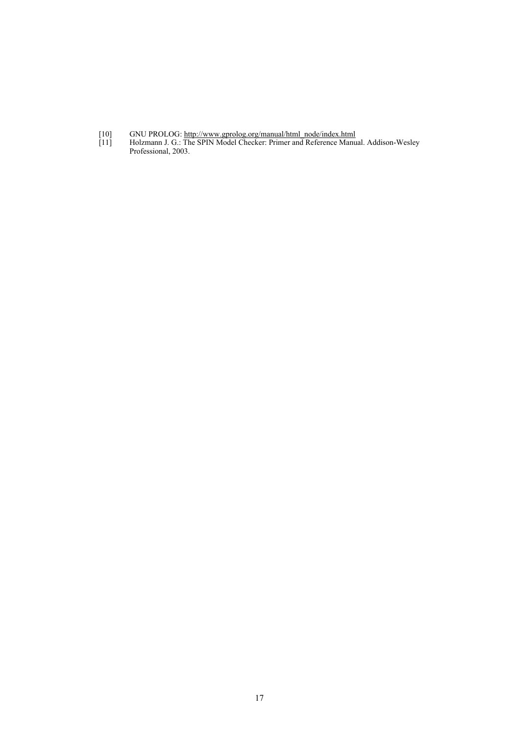[10] GNU PROLOG: http://www.gprolog.org/manual/html_node/index.html

[11] Holzmann J. G.: The SPIN Model Checker: Primer and Reference Manual. Addison-Wesley Professional, 2003.